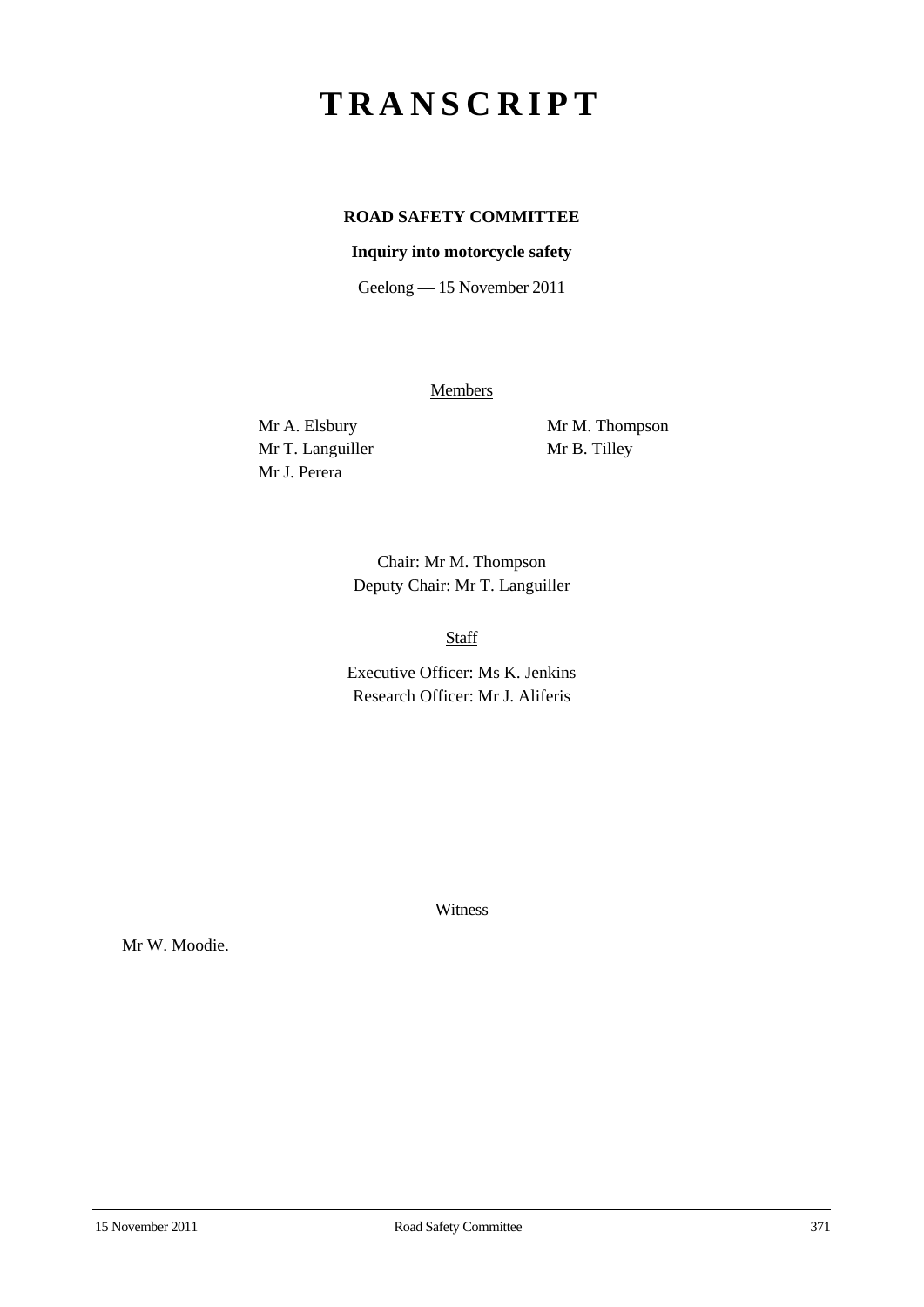# TRANSCRIPT

**ROAD SAFETY COMMITTEE**

**Inquiry into motorcycle safety**

Geelong — 15 November 2011

Members

Mr A. Elsbury
Mr T. Languiller
Mr J. Perera
Mr M. Thompson
Mr B. Tilley

Chair: Mr M. Thompson
Deputy Chair: Mr T. Languiller

Staff

Executive Officer: Ms K. Jenkins
Research Officer: Mr J. Aliferis

Witness

Mr W. Moodie.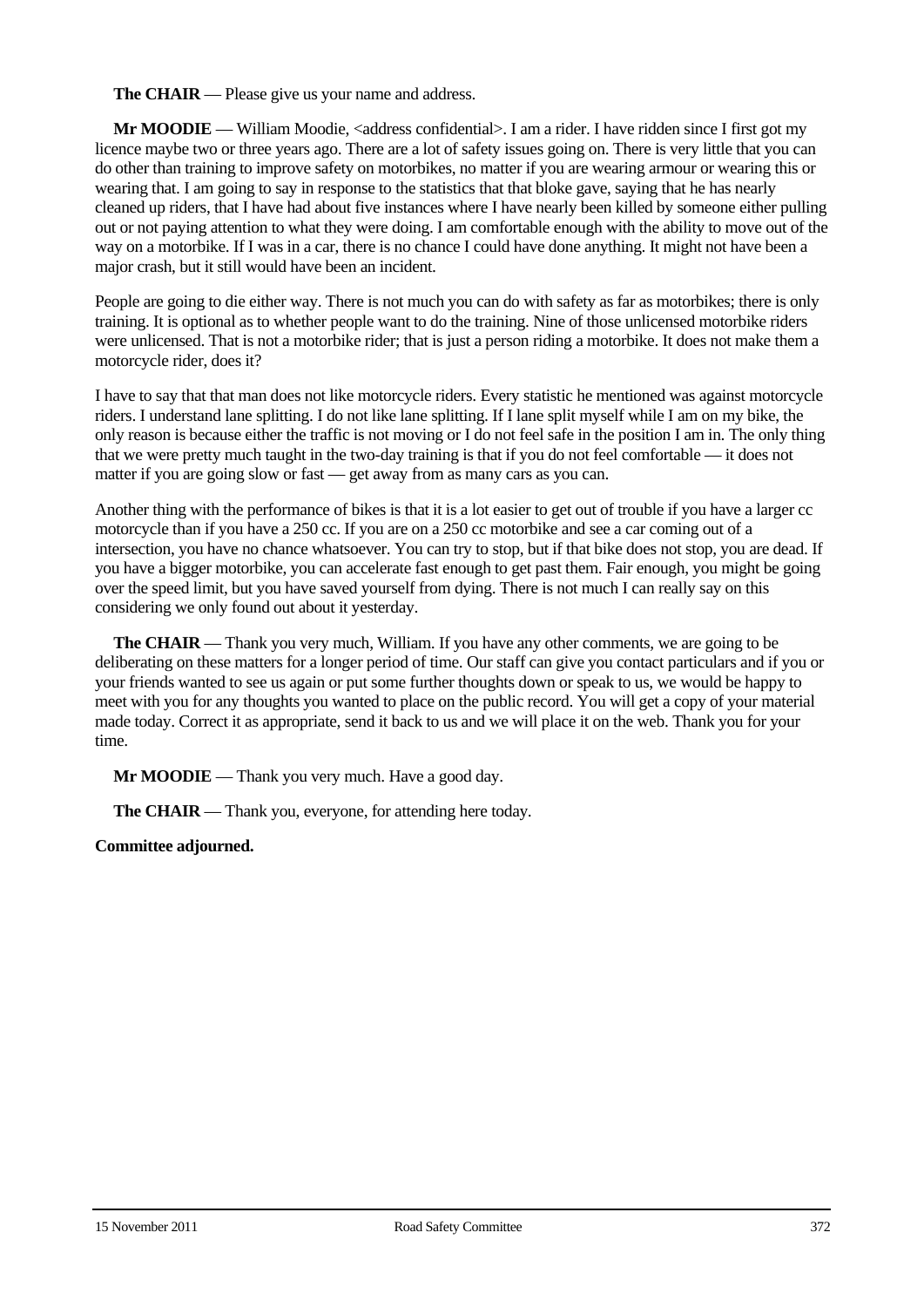**The CHAIR** — Please give us your name and address.

**Mr MOODIE** — William Moodie, <address confidential>. I am a rider. I have ridden since I first got my licence maybe two or three years ago. There are a lot of safety issues going on. There is very little that you can do other than training to improve safety on motorbikes, no matter if you are wearing armour or wearing this or wearing that. I am going to say in response to the statistics that that bloke gave, saying that he has nearly cleaned up riders, that I have had about five instances where I have nearly been killed by someone either pulling out or not paying attention to what they were doing. I am comfortable enough with the ability to move out of the way on a motorbike. If I was in a car, there is no chance I could have done anything. It might not have been a major crash, but it still would have been an incident.

People are going to die either way. There is not much you can do with safety as far as motorbikes; there is only training. It is optional as to whether people want to do the training. Nine of those unlicensed motorbike riders were unlicensed. That is not a motorbike rider; that is just a person riding a motorbike. It does not make them a motorcycle rider, does it?

I have to say that that man does not like motorcycle riders. Every statistic he mentioned was against motorcycle riders. I understand lane splitting. I do not like lane splitting. If I lane split myself while I am on my bike, the only reason is because either the traffic is not moving or I do not feel safe in the position I am in. The only thing that we were pretty much taught in the two-day training is that if you do not feel comfortable — it does not matter if you are going slow or fast — get away from as many cars as you can.

Another thing with the performance of bikes is that it is a lot easier to get out of trouble if you have a larger cc motorcycle than if you have a 250 cc. If you are on a 250 cc motorbike and see a car coming out of a intersection, you have no chance whatsoever. You can try to stop, but if that bike does not stop, you are dead. If you have a bigger motorbike, you can accelerate fast enough to get past them. Fair enough, you might be going over the speed limit, but you have saved yourself from dying. There is not much I can really say on this considering we only found out about it yesterday.

**The CHAIR** — Thank you very much, William. If you have any other comments, we are going to be deliberating on these matters for a longer period of time. Our staff can give you contact particulars and if you or your friends wanted to see us again or put some further thoughts down or speak to us, we would be happy to meet with you for any thoughts you wanted to place on the public record. You will get a copy of your material made today. Correct it as appropriate, send it back to us and we will place it on the web. Thank you for your time.

**Mr MOODIE** — Thank you very much. Have a good day.

**The CHAIR** — Thank you, everyone, for attending here today.

**Committee adjourned.**